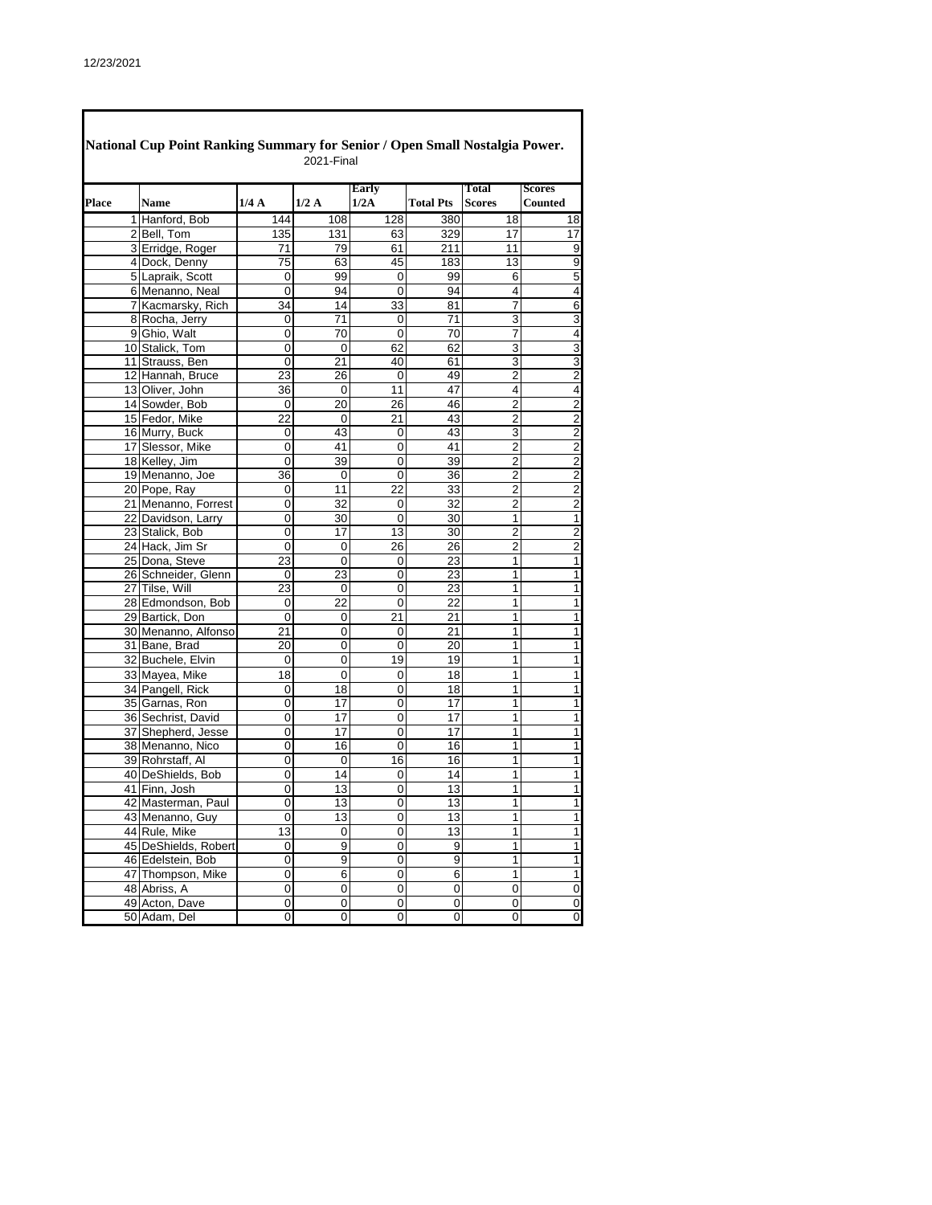12/23/2021

## National Cup Point Ranking Summary for Senior / Open Small Nostalgia Power.

2021-Final

| Place | Name | 1/4 A | 1/2 A | Early 1/2A | Total Pts | Total Scores | Scores Counted |
|---|---|---|---|---|---|---|---|
| 1 | Hanford, Bob | 144 | 108 | 128 | 380 | 18 | 18 |
| 2 | Bell, Tom | 135 | 131 | 63 | 329 | 17 | 17 |
| 3 | Erridge, Roger | 71 | 79 | 61 | 211 | 11 | 9 |
| 4 | Dock, Denny | 75 | 63 | 45 | 183 | 13 | 9 |
| 5 | Lapraik, Scott | 0 | 99 | 0 | 99 | 6 | 5 |
| 6 | Menanno, Neal | 0 | 94 | 0 | 94 | 4 | 4 |
| 7 | Kacmarsky, Rich | 34 | 14 | 33 | 81 | 7 | 6 |
| 8 | Rocha, Jerry | 0 | 71 | 0 | 71 | 3 | 3 |
| 9 | Ghio, Walt | 0 | 70 | 0 | 70 | 7 | 4 |
| 10 | Stalick, Tom | 0 | 0 | 62 | 62 | 3 | 3 |
| 11 | Strauss, Ben | 0 | 21 | 40 | 61 | 3 | 3 |
| 12 | Hannah, Bruce | 23 | 26 | 0 | 49 | 2 | 2 |
| 13 | Oliver, John | 36 | 0 | 11 | 47 | 4 | 4 |
| 14 | Sowder, Bob | 0 | 20 | 26 | 46 | 2 | 2 |
| 15 | Fedor, Mike | 22 | 0 | 21 | 43 | 2 | 2 |
| 16 | Murry, Buck | 0 | 43 | 0 | 43 | 3 | 2 |
| 17 | Slessor, Mike | 0 | 41 | 0 | 41 | 2 | 2 |
| 18 | Kelley, Jim | 0 | 39 | 0 | 39 | 2 | 2 |
| 19 | Menanno, Joe | 36 | 0 | 0 | 36 | 2 | 2 |
| 20 | Pope, Ray | 0 | 11 | 22 | 33 | 2 | 2 |
| 21 | Menanno, Forrest | 0 | 32 | 0 | 32 | 2 | 2 |
| 22 | Davidson, Larry | 0 | 30 | 0 | 30 | 1 | 1 |
| 23 | Stalick, Bob | 0 | 17 | 13 | 30 | 2 | 2 |
| 24 | Hack, Jim Sr | 0 | 0 | 26 | 26 | 2 | 2 |
| 25 | Dona, Steve | 23 | 0 | 0 | 23 | 1 | 1 |
| 26 | Schneider, Glenn | 0 | 23 | 0 | 23 | 1 | 1 |
| 27 | Tilse, Will | 23 | 0 | 0 | 23 | 1 | 1 |
| 28 | Edmondson, Bob | 0 | 22 | 0 | 22 | 1 | 1 |
| 29 | Bartick, Don | 0 | 0 | 21 | 21 | 1 | 1 |
| 30 | Menanno, Alfonso | 21 | 0 | 0 | 21 | 1 | 1 |
| 31 | Bane, Brad | 20 | 0 | 0 | 20 | 1 | 1 |
| 32 | Buchele, Elvin | 0 | 0 | 19 | 19 | 1 | 1 |
| 33 | Mayea, Mike | 18 | 0 | 0 | 18 | 1 | 1 |
| 34 | Pangell, Rick | 0 | 18 | 0 | 18 | 1 | 1 |
| 35 | Garnas, Ron | 0 | 17 | 0 | 17 | 1 | 1 |
| 36 | Sechrist, David | 0 | 17 | 0 | 17 | 1 | 1 |
| 37 | Shepherd, Jesse | 0 | 17 | 0 | 17 | 1 | 1 |
| 38 | Menanno, Nico | 0 | 16 | 0 | 16 | 1 | 1 |
| 39 | Rohrstaff, Al | 0 | 0 | 16 | 16 | 1 | 1 |
| 40 | DeShields, Bob | 0 | 14 | 0 | 14 | 1 | 1 |
| 41 | Finn, Josh | 0 | 13 | 0 | 13 | 1 | 1 |
| 42 | Masterman, Paul | 0 | 13 | 0 | 13 | 1 | 1 |
| 43 | Menanno, Guy | 0 | 13 | 0 | 13 | 1 | 1 |
| 44 | Rule, Mike | 13 | 0 | 0 | 13 | 1 | 1 |
| 45 | DeShields, Robert | 0 | 9 | 0 | 9 | 1 | 1 |
| 46 | Edelstein, Bob | 0 | 9 | 0 | 9 | 1 | 1 |
| 47 | Thompson, Mike | 0 | 6 | 0 | 6 | 1 | 1 |
| 48 | Abriss, A | 0 | 0 | 0 | 0 | 0 | 0 |
| 49 | Acton, Dave | 0 | 0 | 0 | 0 | 0 | 0 |
| 50 | Adam, Del | 0 | 0 | 0 | 0 | 0 | 0 |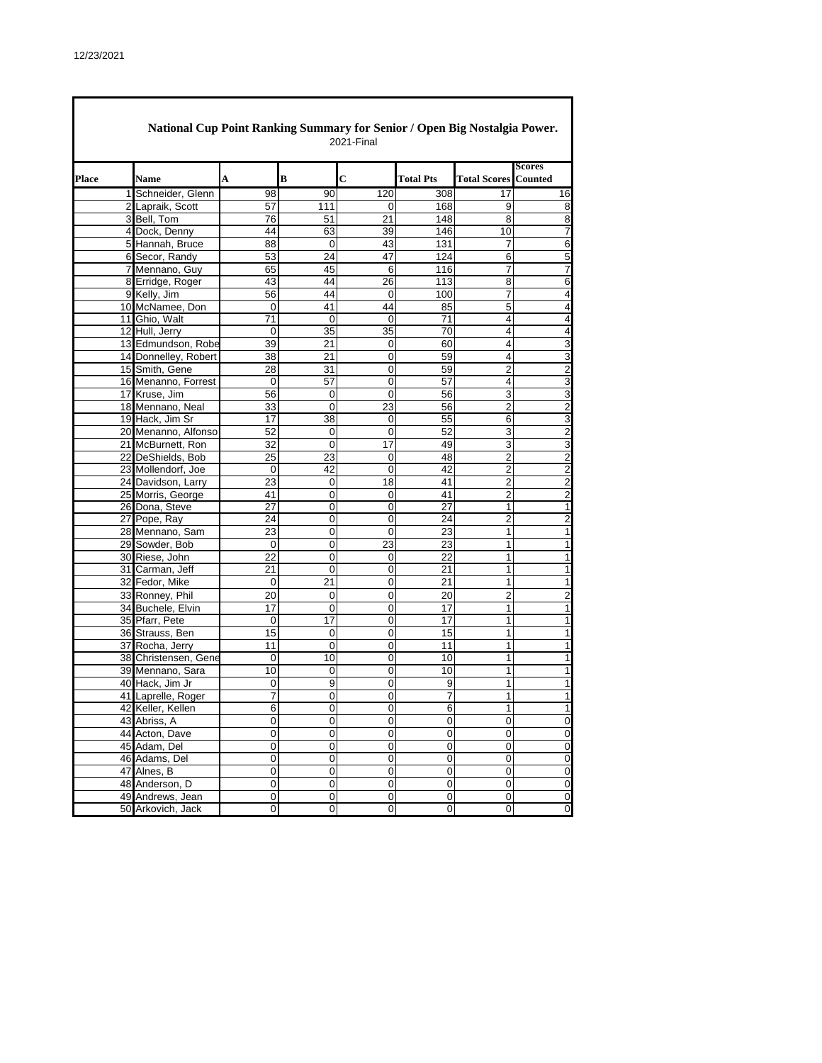## National Cup Point Ranking Summary for Senior / Open Big Nostalgia Power.

2021-Final

| Place | Name | A | B | C | Total Pts | Total Scores | Scores Counted |
|---|---|---|---|---|---|---|---|
| 1 | Schneider, Glenn | 98 | 90 | 120 | 308 | 17 | 16 |
| 2 | Lapraik, Scott | 57 | 111 | 0 | 168 | 9 | 8 |
| 3 | Bell, Tom | 76 | 51 | 21 | 148 | 8 | 8 |
| 4 | Dock, Denny | 44 | 63 | 39 | 146 | 10 | 7 |
| 5 | Hannah, Bruce | 88 | 0 | 43 | 131 | 7 | 6 |
| 6 | Secor, Randy | 53 | 24 | 47 | 124 | 6 | 5 |
| 7 | Mennano, Guy | 65 | 45 | 6 | 116 | 7 | 7 |
| 8 | Erridge, Roger | 43 | 44 | 26 | 113 | 8 | 6 |
| 9 | Kelly, Jim | 56 | 44 | 0 | 100 | 7 | 4 |
| 10 | McNamee, Don | 0 | 41 | 44 | 85 | 5 | 4 |
| 11 | Ghio, Walt | 71 | 0 | 0 | 71 | 4 | 4 |
| 12 | Hull, Jerry | 0 | 35 | 35 | 70 | 4 | 4 |
| 13 | Edmundson, Robe | 39 | 21 | 0 | 60 | 4 | 3 |
| 14 | Donnelley, Robert | 38 | 21 | 0 | 59 | 4 | 3 |
| 15 | Smith, Gene | 28 | 31 | 0 | 59 | 2 | 2 |
| 16 | Menanno, Forrest | 0 | 57 | 0 | 57 | 4 | 3 |
| 17 | Kruse, Jim | 56 | 0 | 0 | 56 | 3 | 3 |
| 18 | Mennano, Neal | 33 | 0 | 23 | 56 | 2 | 2 |
| 19 | Hack, Jim Sr | 17 | 38 | 0 | 55 | 6 | 3 |
| 20 | Menanno, Alfonso | 52 | 0 | 0 | 52 | 3 | 2 |
| 21 | McBurnett, Ron | 32 | 0 | 17 | 49 | 3 | 3 |
| 22 | DeShields, Bob | 25 | 23 | 0 | 48 | 2 | 2 |
| 23 | Mollendorf, Joe | 0 | 42 | 0 | 42 | 2 | 2 |
| 24 | Davidson, Larry | 23 | 0 | 18 | 41 | 2 | 2 |
| 25 | Morris, George | 41 | 0 | 0 | 41 | 2 | 2 |
| 26 | Dona, Steve | 27 | 0 | 0 | 27 | 1 | 1 |
| 27 | Pope, Ray | 24 | 0 | 0 | 24 | 2 | 2 |
| 28 | Mennano, Sam | 23 | 0 | 0 | 23 | 1 | 1 |
| 29 | Sowder, Bob | 0 | 0 | 23 | 23 | 1 | 1 |
| 30 | Riese, John | 22 | 0 | 0 | 22 | 1 | 1 |
| 31 | Carman, Jeff | 21 | 0 | 0 | 21 | 1 | 1 |
| 32 | Fedor, Mike | 0 | 21 | 0 | 21 | 1 | 1 |
| 33 | Ronney, Phil | 20 | 0 | 0 | 20 | 2 | 2 |
| 34 | Buchele, Elvin | 17 | 0 | 0 | 17 | 1 | 1 |
| 35 | Pfarr, Pete | 0 | 17 | 0 | 17 | 1 | 1 |
| 36 | Strauss, Ben | 15 | 0 | 0 | 15 | 1 | 1 |
| 37 | Rocha, Jerry | 11 | 0 | 0 | 11 | 1 | 1 |
| 38 | Christensen, Gene | 0 | 10 | 0 | 10 | 1 | 1 |
| 39 | Mennano, Sara | 10 | 0 | 0 | 10 | 1 | 1 |
| 40 | Hack, Jim Jr | 0 | 9 | 0 | 9 | 1 | 1 |
| 41 | Laprelle, Roger | 7 | 0 | 0 | 7 | 1 | 1 |
| 42 | Keller, Kellen | 6 | 0 | 0 | 6 | 1 | 1 |
| 43 | Abriss, A | 0 | 0 | 0 | 0 | 0 | 0 |
| 44 | Acton, Dave | 0 | 0 | 0 | 0 | 0 | 0 |
| 45 | Adam, Del | 0 | 0 | 0 | 0 | 0 | 0 |
| 46 | Adams, Del | 0 | 0 | 0 | 0 | 0 | 0 |
| 47 | Alnes, B | 0 | 0 | 0 | 0 | 0 | 0 |
| 48 | Anderson, D | 0 | 0 | 0 | 0 | 0 | 0 |
| 49 | Andrews, Jean | 0 | 0 | 0 | 0 | 0 | 0 |
| 50 | Arkovich, Jack | 0 | 0 | 0 | 0 | 0 | 0 |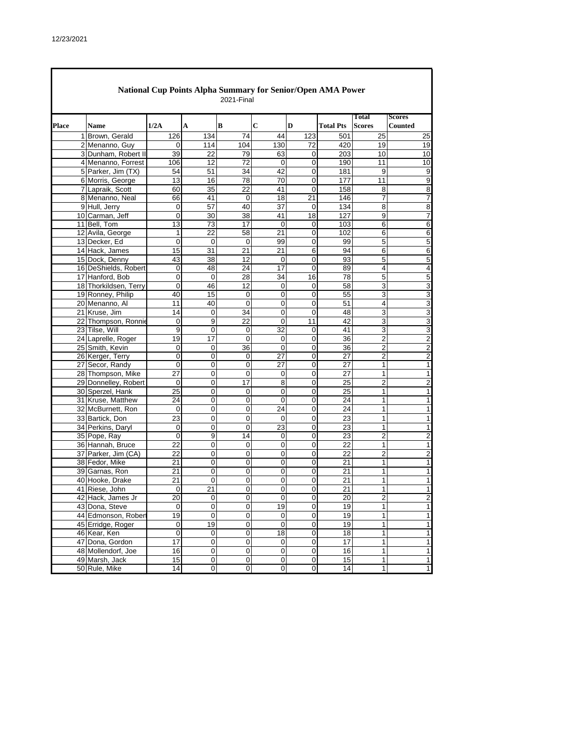12/23/2021

## National Cup Points Alpha Summary for Senior/Open AMA Power

2021-Final

| Place | Name | 1/2A | A | B | C | D | Total Pts | Total Scores | Scores Counted |
|---|---|---|---|---|---|---|---|---|---|
| 1 | Brown, Gerald | 126 | 134 | 74 | 44 | 123 | 501 | 25 | 25 |
| 2 | Menanno, Guy | 0 | 114 | 104 | 130 | 72 | 420 | 19 | 19 |
| 3 | Dunham, Robert II | 39 | 22 | 79 | 63 | 0 | 203 | 10 | 10 |
| 4 | Menanno, Forrest | 106 | 12 | 72 | 0 | 0 | 190 | 11 | 10 |
| 5 | Parker, Jim (TX) | 54 | 51 | 34 | 42 | 0 | 181 | 9 | 9 |
| 6 | Morris, George | 13 | 16 | 78 | 70 | 0 | 177 | 11 | 9 |
| 7 | Lapraik, Scott | 60 | 35 | 22 | 41 | 0 | 158 | 8 | 8 |
| 8 | Menanno, Neal | 66 | 41 | 0 | 18 | 21 | 146 | 7 | 7 |
| 9 | Hull, Jerry | 0 | 57 | 40 | 37 | 0 | 134 | 8 | 8 |
| 10 | Carman, Jeff | 0 | 30 | 38 | 41 | 18 | 127 | 9 | 7 |
| 11 | Bell, Tom | 13 | 73 | 17 | 0 | 0 | 103 | 6 | 6 |
| 12 | Avila, George | 1 | 22 | 58 | 21 | 0 | 102 | 6 | 6 |
| 13 | Decker, Ed | 0 | 0 | 0 | 99 | 0 | 99 | 5 | 5 |
| 14 | Hack, James | 15 | 31 | 21 | 21 | 6 | 94 | 6 | 6 |
| 15 | Dock, Denny | 43 | 38 | 12 | 0 | 0 | 93 | 5 | 5 |
| 16 | DeShields, Robert | 0 | 48 | 24 | 17 | 0 | 89 | 4 | 4 |
| 17 | Hanford, Bob | 0 | 0 | 28 | 34 | 16 | 78 | 5 | 5 |
| 18 | Thorkildsen, Terry | 0 | 46 | 12 | 0 | 0 | 58 | 3 | 3 |
| 19 | Ronney, Philip | 40 | 15 | 0 | 0 | 0 | 55 | 3 | 3 |
| 20 | Menanno, Al | 11 | 40 | 0 | 0 | 0 | 51 | 4 | 3 |
| 21 | Kruse, Jim | 14 | 0 | 34 | 0 | 0 | 48 | 3 | 3 |
| 22 | Thompson, Ronnie | 0 | 9 | 22 | 0 | 11 | 42 | 3 | 3 |
| 23 | Tilse, Will | 9 | 0 | 0 | 32 | 0 | 41 | 3 | 3 |
| 24 | Laprelle, Roger | 19 | 17 | 0 | 0 | 0 | 36 | 2 | 2 |
| 25 | Smith, Kevin | 0 | 0 | 36 | 0 | 0 | 36 | 2 | 2 |
| 26 | Kerger, Terry | 0 | 0 | 0 | 27 | 0 | 27 | 2 | 2 |
| 27 | Secor, Randy | 0 | 0 | 0 | 27 | 0 | 27 | 1 | 1 |
| 28 | Thompson, Mike | 27 | 0 | 0 | 0 | 0 | 27 | 1 | 1 |
| 29 | Donnelley, Robert | 0 | 0 | 17 | 8 | 0 | 25 | 2 | 2 |
| 30 | Sperzel, Hank | 25 | 0 | 0 | 0 | 0 | 25 | 1 | 1 |
| 31 | Kruse, Matthew | 24 | 0 | 0 | 0 | 0 | 24 | 1 | 1 |
| 32 | McBurnett, Ron | 0 | 0 | 0 | 24 | 0 | 24 | 1 | 1 |
| 33 | Bartick, Don | 23 | 0 | 0 | 0 | 0 | 23 | 1 | 1 |
| 34 | Perkins, Daryl | 0 | 0 | 0 | 23 | 0 | 23 | 1 | 1 |
| 35 | Pope, Ray | 0 | 9 | 14 | 0 | 0 | 23 | 2 | 2 |
| 36 | Hannah, Bruce | 22 | 0 | 0 | 0 | 0 | 22 | 1 | 1 |
| 37 | Parker, Jim (CA) | 22 | 0 | 0 | 0 | 0 | 22 | 2 | 2 |
| 38 | Fedor, Mike | 21 | 0 | 0 | 0 | 0 | 21 | 1 | 1 |
| 39 | Garnas, Ron | 21 | 0 | 0 | 0 | 0 | 21 | 1 | 1 |
| 40 | Hooke, Drake | 21 | 0 | 0 | 0 | 0 | 21 | 1 | 1 |
| 41 | Riese, John | 0 | 21 | 0 | 0 | 0 | 21 | 1 | 1 |
| 42 | Hack, James Jr | 20 | 0 | 0 | 0 | 0 | 20 | 2 | 2 |
| 43 | Dona, Steve | 0 | 0 | 0 | 19 | 0 | 19 | 1 | 1 |
| 44 | Edmonson, Robert | 19 | 0 | 0 | 0 | 0 | 19 | 1 | 1 |
| 45 | Erridge, Roger | 0 | 19 | 0 | 0 | 0 | 19 | 1 | 1 |
| 46 | Kear, Ken | 0 | 0 | 0 | 18 | 0 | 18 | 1 | 1 |
| 47 | Dona, Gordon | 17 | 0 | 0 | 0 | 0 | 17 | 1 | 1 |
| 48 | Mollendorf, Joe | 16 | 0 | 0 | 0 | 0 | 16 | 1 | 1 |
| 49 | Marsh, Jack | 15 | 0 | 0 | 0 | 0 | 15 | 1 | 1 |
| 50 | Rule, Mike | 14 | 0 | 0 | 0 | 0 | 14 | 1 | 1 |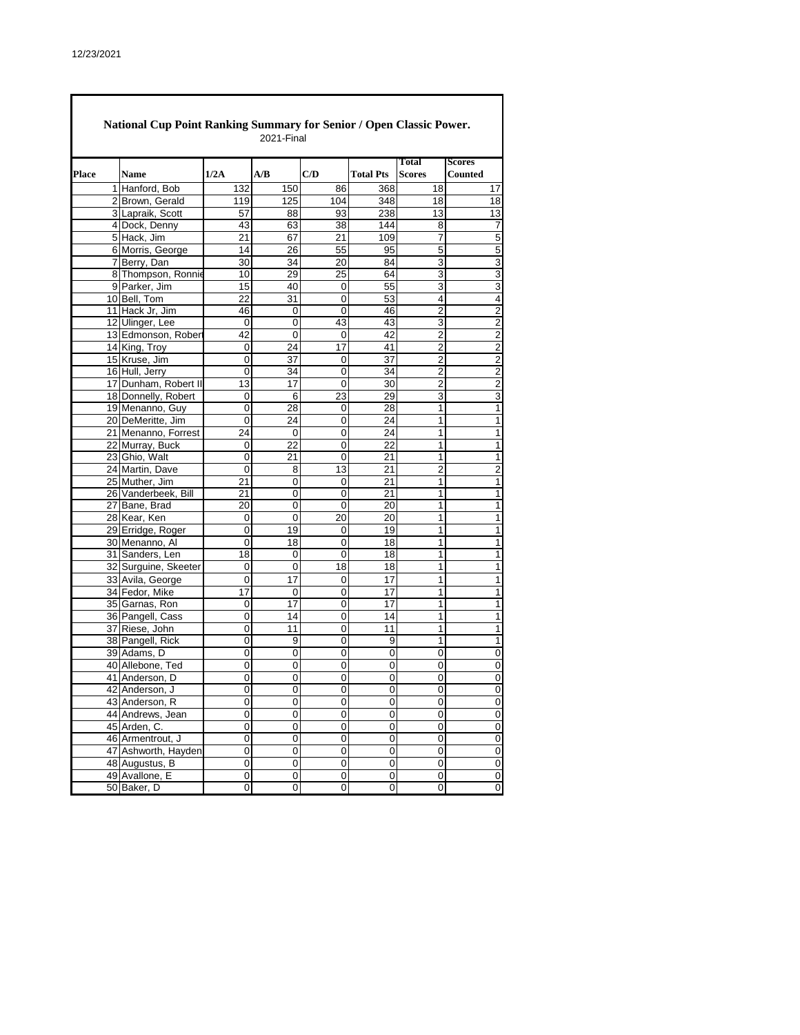## National Cup Point Ranking Summary for Senior / Open Classic Power.

2021-Final

| Place | Name | 1/2A | A/B | C/D | Total Pts | Total Scores | Scores Counted |
|---|---|---|---|---|---|---|---|
| 1 | Hanford, Bob | 132 | 150 | 86 | 368 | 18 | 17 |
| 2 | Brown, Gerald | 119 | 125 | 104 | 348 | 18 | 18 |
| 3 | Lapraik, Scott | 57 | 88 | 93 | 238 | 13 | 13 |
| 4 | Dock, Denny | 43 | 63 | 38 | 144 | 8 | 7 |
| 5 | Hack, Jim | 21 | 67 | 21 | 109 | 7 | 5 |
| 6 | Morris, George | 14 | 26 | 55 | 95 | 5 | 5 |
| 7 | Berry, Dan | 30 | 34 | 20 | 84 | 3 | 3 |
| 8 | Thompson, Ronnie | 10 | 29 | 25 | 64 | 3 | 3 |
| 9 | Parker, Jim | 15 | 40 | 0 | 55 | 3 | 3 |
| 10 | Bell, Tom | 22 | 31 | 0 | 53 | 4 | 4 |
| 11 | Hack Jr, Jim | 46 | 0 | 0 | 46 | 2 | 2 |
| 12 | Ulinger, Lee | 0 | 0 | 43 | 43 | 3 | 2 |
| 13 | Edmonson, Robert | 42 | 0 | 0 | 42 | 2 | 2 |
| 14 | King, Troy | 0 | 24 | 17 | 41 | 2 | 2 |
| 15 | Kruse, Jim | 0 | 37 | 0 | 37 | 2 | 2 |
| 16 | Hull, Jerry | 0 | 34 | 0 | 34 | 2 | 2 |
| 17 | Dunham, Robert II | 13 | 17 | 0 | 30 | 2 | 2 |
| 18 | Donnelly, Robert | 0 | 6 | 23 | 29 | 3 | 3 |
| 19 | Menanno, Guy | 0 | 28 | 0 | 28 | 1 | 1 |
| 20 | DeMeritte, Jim | 0 | 24 | 0 | 24 | 1 | 1 |
| 21 | Menanno, Forrest | 24 | 0 | 0 | 24 | 1 | 1 |
| 22 | Murray, Buck | 0 | 22 | 0 | 22 | 1 | 1 |
| 23 | Ghio, Walt | 0 | 21 | 0 | 21 | 1 | 1 |
| 24 | Martin, Dave | 0 | 8 | 13 | 21 | 2 | 2 |
| 25 | Muther, Jim | 21 | 0 | 0 | 21 | 1 | 1 |
| 26 | Vanderbeek, Bill | 21 | 0 | 0 | 21 | 1 | 1 |
| 27 | Bane, Brad | 20 | 0 | 0 | 20 | 1 | 1 |
| 28 | Kear, Ken | 0 | 0 | 20 | 20 | 1 | 1 |
| 29 | Erridge, Roger | 0 | 19 | 0 | 19 | 1 | 1 |
| 30 | Menanno, Al | 0 | 18 | 0 | 18 | 1 | 1 |
| 31 | Sanders, Len | 18 | 0 | 0 | 18 | 1 | 1 |
| 32 | Surguine, Skeeter | 0 | 0 | 18 | 18 | 1 | 1 |
| 33 | Avila, George | 0 | 17 | 0 | 17 | 1 | 1 |
| 34 | Fedor, Mike | 17 | 0 | 0 | 17 | 1 | 1 |
| 35 | Garnas, Ron | 0 | 17 | 0 | 17 | 1 | 1 |
| 36 | Pangell, Cass | 0 | 14 | 0 | 14 | 1 | 1 |
| 37 | Riese, John | 0 | 11 | 0 | 11 | 1 | 1 |
| 38 | Pangell, Rick | 0 | 9 | 0 | 9 | 1 | 1 |
| 39 | Adams, D | 0 | 0 | 0 | 0 | 0 | 0 |
| 40 | Allebone, Ted | 0 | 0 | 0 | 0 | 0 | 0 |
| 41 | Anderson, D | 0 | 0 | 0 | 0 | 0 | 0 |
| 42 | Anderson, J | 0 | 0 | 0 | 0 | 0 | 0 |
| 43 | Anderson, R | 0 | 0 | 0 | 0 | 0 | 0 |
| 44 | Andrews, Jean | 0 | 0 | 0 | 0 | 0 | 0 |
| 45 | Arden, C. | 0 | 0 | 0 | 0 | 0 | 0 |
| 46 | Armentrout, J | 0 | 0 | 0 | 0 | 0 | 0 |
| 47 | Ashworth, Hayden | 0 | 0 | 0 | 0 | 0 | 0 |
| 48 | Augustus, B | 0 | 0 | 0 | 0 | 0 | 0 |
| 49 | Avallone, E | 0 | 0 | 0 | 0 | 0 | 0 |
| 50 | Baker, D | 0 | 0 | 0 | 0 | 0 | 0 |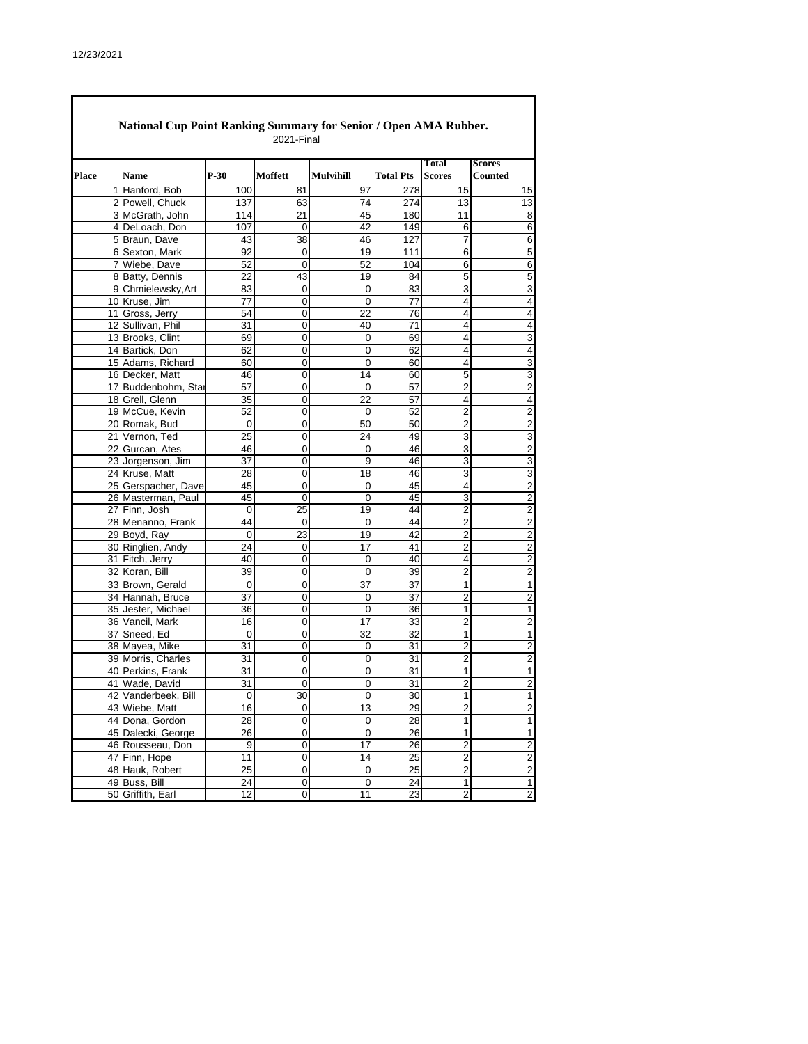12/23/2021

## National Cup Point Ranking Summary for Senior / Open AMA Rubber.

2021-Final

| Place | Name | P-30 | Moffett | Mulvihill | Total Pts | Total Scores | Scores Counted |
|---|---|---|---|---|---|---|---|
| 1 | Hanford, Bob | 100 | 81 | 97 | 278 | 15 | 15 |
| 2 | Powell, Chuck | 137 | 63 | 74 | 274 | 13 | 13 |
| 3 | McGrath, John | 114 | 21 | 45 | 180 | 11 | 8 |
| 4 | DeLoach, Don | 107 | 0 | 42 | 149 | 6 | 6 |
| 5 | Braun, Dave | 43 | 38 | 46 | 127 | 7 | 6 |
| 6 | Sexton, Mark | 92 | 0 | 19 | 111 | 6 | 5 |
| 7 | Wiebe, Dave | 52 | 0 | 52 | 104 | 6 | 6 |
| 8 | Batty, Dennis | 22 | 43 | 19 | 84 | 5 | 5 |
| 9 | Chmielewsky,Art | 83 | 0 | 0 | 83 | 3 | 3 |
| 10 | Kruse, Jim | 77 | 0 | 0 | 77 | 4 | 4 |
| 11 | Gross, Jerry | 54 | 0 | 22 | 76 | 4 | 4 |
| 12 | Sullivan, Phil | 31 | 0 | 40 | 71 | 4 | 4 |
| 13 | Brooks, Clint | 69 | 0 | 0 | 69 | 4 | 3 |
| 14 | Bartick, Don | 62 | 0 | 0 | 62 | 4 | 4 |
| 15 | Adams, Richard | 60 | 0 | 0 | 60 | 4 | 3 |
| 16 | Decker, Matt | 46 | 0 | 14 | 60 | 5 | 3 |
| 17 | Buddenbohm, Sta | 57 | 0 | 0 | 57 | 2 | 2 |
| 18 | Grell, Glenn | 35 | 0 | 22 | 57 | 4 | 4 |
| 19 | McCue, Kevin | 52 | 0 | 0 | 52 | 2 | 2 |
| 20 | Romak, Bud | 0 | 0 | 50 | 50 | 2 | 2 |
| 21 | Vernon, Ted | 25 | 0 | 24 | 49 | 3 | 3 |
| 22 | Gurcan, Ates | 46 | 0 | 0 | 46 | 3 | 2 |
| 23 | Jorgenson, Jim | 37 | 0 | 9 | 46 | 3 | 3 |
| 24 | Kruse, Matt | 28 | 0 | 18 | 46 | 3 | 3 |
| 25 | Gerspacher, Dave | 45 | 0 | 0 | 45 | 4 | 2 |
| 26 | Masterman, Paul | 45 | 0 | 0 | 45 | 3 | 2 |
| 27 | Finn, Josh | 0 | 25 | 19 | 44 | 2 | 2 |
| 28 | Menanno, Frank | 44 | 0 | 0 | 44 | 2 | 2 |
| 29 | Boyd, Ray | 0 | 23 | 19 | 42 | 2 | 2 |
| 30 | Ringlien, Andy | 24 | 0 | 17 | 41 | 2 | 2 |
| 31 | Fitch, Jerry | 40 | 0 | 0 | 40 | 4 | 2 |
| 32 | Koran, Bill | 39 | 0 | 0 | 39 | 2 | 2 |
| 33 | Brown, Gerald | 0 | 0 | 37 | 37 | 1 | 1 |
| 34 | Hannah, Bruce | 37 | 0 | 0 | 37 | 2 | 2 |
| 35 | Jester, Michael | 36 | 0 | 0 | 36 | 1 | 1 |
| 36 | Vancil, Mark | 16 | 0 | 17 | 33 | 2 | 2 |
| 37 | Sneed, Ed | 0 | 0 | 32 | 32 | 1 | 1 |
| 38 | Mayea, Mike | 31 | 0 | 0 | 31 | 2 | 2 |
| 39 | Morris, Charles | 31 | 0 | 0 | 31 | 2 | 2 |
| 40 | Perkins, Frank | 31 | 0 | 0 | 31 | 1 | 1 |
| 41 | Wade, David | 31 | 0 | 0 | 31 | 2 | 2 |
| 42 | Vanderbeek, Bill | 0 | 30 | 0 | 30 | 1 | 1 |
| 43 | Wiebe, Matt | 16 | 0 | 13 | 29 | 2 | 2 |
| 44 | Dona, Gordon | 28 | 0 | 0 | 28 | 1 | 1 |
| 45 | Dalecki, George | 26 | 0 | 0 | 26 | 1 | 1 |
| 46 | Rousseau, Don | 9 | 0 | 17 | 26 | 2 | 2 |
| 47 | Finn, Hope | 11 | 0 | 14 | 25 | 2 | 2 |
| 48 | Hauk, Robert | 25 | 0 | 0 | 25 | 2 | 2 |
| 49 | Buss, Bill | 24 | 0 | 0 | 24 | 1 | 1 |
| 50 | Griffith, Earl | 12 | 0 | 11 | 23 | 2 | 2 |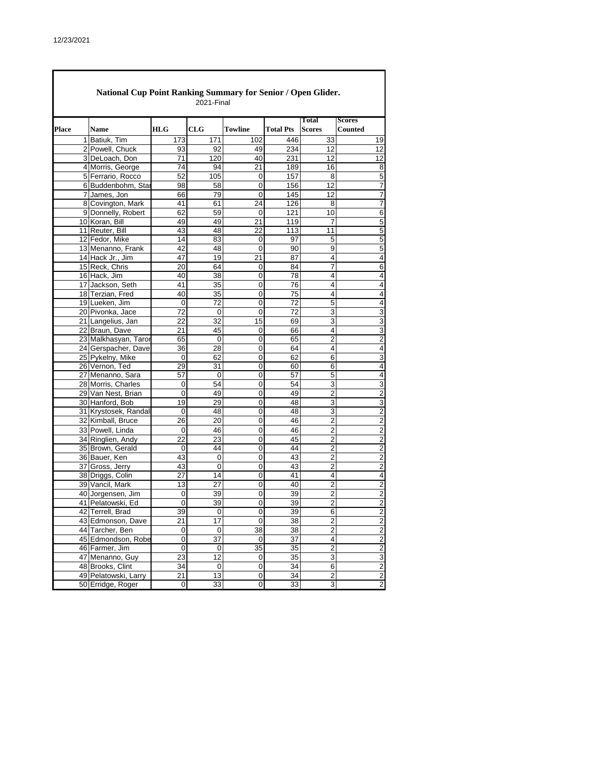12/23/2021

## National Cup Point Ranking Summary for Senior / Open Glider.

2021-Final

| Place | Name | HLG | CLG | Towline | Total Pts | Total Scores | Scores Counted |
|---|---|---|---|---|---|---|---|
| 1 | Batiuk, Tim | 173 | 171 | 102 | 446 | 33 | 19 |
| 2 | Powell, Chuck | 93 | 92 | 49 | 234 | 12 | 12 |
| 3 | DeLoach, Don | 71 | 120 | 40 | 231 | 12 | 12 |
| 4 | Morris, George | 74 | 94 | 21 | 189 | 16 | 8 |
| 5 | Ferrario, Rocco | 52 | 105 | 0 | 157 | 8 | 5 |
| 6 | Buddenbohm, Stan | 98 | 58 | 0 | 156 | 12 | 7 |
| 7 | James, Jon | 66 | 79 | 0 | 145 | 12 | 7 |
| 8 | Covington, Mark | 41 | 61 | 24 | 126 | 8 | 7 |
| 9 | Donnelly, Robert | 62 | 59 | 0 | 121 | 10 | 6 |
| 10 | Koran, Bill | 49 | 49 | 21 | 119 | 7 | 5 |
| 11 | Reuter, Bill | 43 | 48 | 22 | 113 | 11 | 5 |
| 12 | Fedor, Mike | 14 | 83 | 0 | 97 | 5 | 5 |
| 13 | Menanno, Frank | 42 | 48 | 0 | 90 | 9 | 5 |
| 14 | Hack Jr., Jim | 47 | 19 | 21 | 87 | 4 | 4 |
| 15 | Reck, Chris | 20 | 64 | 0 | 84 | 7 | 6 |
| 16 | Hack, Jim | 40 | 38 | 0 | 78 | 4 | 4 |
| 17 | Jackson, Seth | 41 | 35 | 0 | 76 | 4 | 4 |
| 18 | Terzian, Fred | 40 | 35 | 0 | 75 | 4 | 4 |
| 19 | Lueken, Jim | 0 | 72 | 0 | 72 | 5 | 4 |
| 20 | Pivonka, Jace | 72 | 0 | 0 | 72 | 3 | 3 |
| 21 | Langelius, Jan | 22 | 32 | 15 | 69 | 3 | 3 |
| 22 | Braun, Dave | 21 | 45 | 0 | 66 | 4 | 3 |
| 23 | Malkhasyan, Taron | 65 | 0 | 0 | 65 | 2 | 2 |
| 24 | Gerspacher, Dave | 36 | 28 | 0 | 64 | 4 | 4 |
| 25 | Pykelny, Mike | 0 | 62 | 0 | 62 | 6 | 3 |
| 26 | Vernon, Ted | 29 | 31 | 0 | 60 | 6 | 4 |
| 27 | Menanno, Sara | 57 | 0 | 0 | 57 | 5 | 4 |
| 28 | Morris, Charles | 0 | 54 | 0 | 54 | 3 | 3 |
| 29 | Van Nest, Brian | 0 | 49 | 0 | 49 | 2 | 2 |
| 30 | Hanford, Bob | 19 | 29 | 0 | 48 | 3 | 3 |
| 31 | Krystosek, Randal | 0 | 48 | 0 | 48 | 3 | 2 |
| 32 | Kimball, Bruce | 26 | 20 | 0 | 46 | 2 | 2 |
| 33 | Powell, Linda | 0 | 46 | 0 | 46 | 2 | 2 |
| 34 | Ringlien, Andy | 22 | 23 | 0 | 45 | 2 | 2 |
| 35 | Brown, Gerald | 0 | 44 | 0 | 44 | 2 | 2 |
| 36 | Bauer, Ken | 43 | 0 | 0 | 43 | 2 | 2 |
| 37 | Gross, Jerry | 43 | 0 | 0 | 43 | 2 | 2 |
| 38 | Driggs, Colin | 27 | 14 | 0 | 41 | 4 | 4 |
| 39 | Vancil, Mark | 13 | 27 | 0 | 40 | 2 | 2 |
| 40 | Jorgensen, Jim | 0 | 39 | 0 | 39 | 2 | 2 |
| 41 | Pelatowski, Ed | 0 | 39 | 0 | 39 | 2 | 2 |
| 42 | Terrell, Brad | 39 | 0 | 0 | 39 | 6 | 2 |
| 43 | Edmonson, Dave | 21 | 17 | 0 | 38 | 2 | 2 |
| 44 | Tarcher, Ben | 0 | 0 | 38 | 38 | 2 | 2 |
| 45 | Edmondson, Robe | 0 | 37 | 0 | 37 | 4 | 2 |
| 46 | Farmer, Jim | 0 | 0 | 35 | 35 | 2 | 2 |
| 47 | Menanno, Guy | 23 | 12 | 0 | 35 | 3 | 3 |
| 48 | Brooks, Clint | 34 | 0 | 0 | 34 | 6 | 2 |
| 49 | Pelatowski, Larry | 21 | 13 | 0 | 34 | 2 | 2 |
| 50 | Erridge, Roger | 0 | 33 | 0 | 33 | 3 | 2 |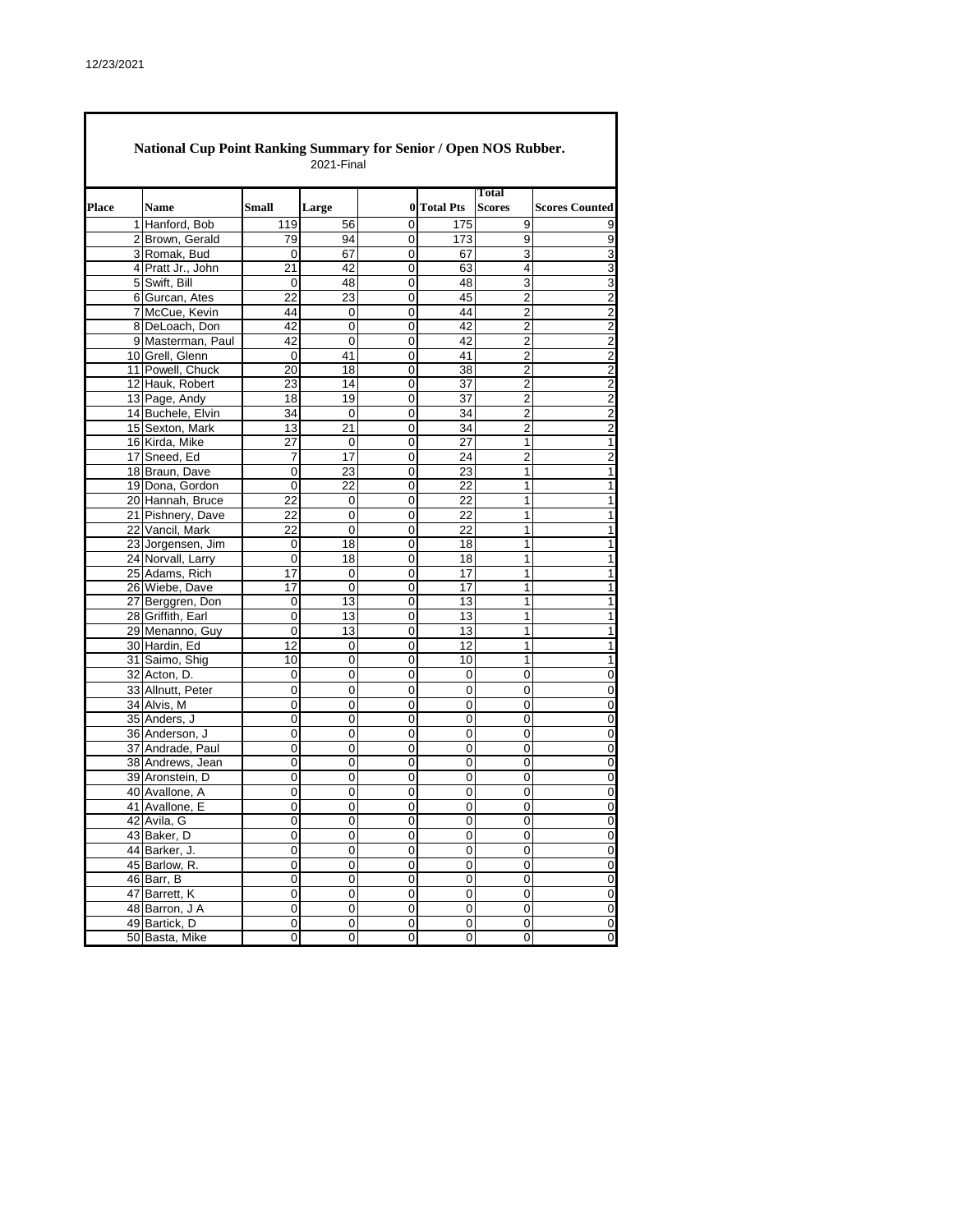## National Cup Point Ranking Summary for Senior / Open NOS Rubber.

2021-Final

| Place | Name | Small | Large | 0 | Total Pts | Total Scores | Scores Counted |
|---|---|---|---|---|---|---|---|
| 1 | Hanford, Bob | 119 | 56 | 0 | 175 | 9 | 9 |
| 2 | Brown, Gerald | 79 | 94 | 0 | 173 | 9 | 9 |
| 3 | Romak, Bud | 0 | 67 | 0 | 67 | 3 | 3 |
| 4 | Pratt Jr., John | 21 | 42 | 0 | 63 | 4 | 3 |
| 5 | Swift, Bill | 0 | 48 | 0 | 48 | 3 | 3 |
| 6 | Gurcan, Ates | 22 | 23 | 0 | 45 | 2 | 2 |
| 7 | McCue, Kevin | 44 | 0 | 0 | 44 | 2 | 2 |
| 8 | DeLoach, Don | 42 | 0 | 0 | 42 | 2 | 2 |
| 9 | Masterman, Paul | 42 | 0 | 0 | 42 | 2 | 2 |
| 10 | Grell, Glenn | 0 | 41 | 0 | 41 | 2 | 2 |
| 11 | Powell, Chuck | 20 | 18 | 0 | 38 | 2 | 2 |
| 12 | Hauk, Robert | 23 | 14 | 0 | 37 | 2 | 2 |
| 13 | Page, Andy | 18 | 19 | 0 | 37 | 2 | 2 |
| 14 | Buchele, Elvin | 34 | 0 | 0 | 34 | 2 | 2 |
| 15 | Sexton, Mark | 13 | 21 | 0 | 34 | 2 | 2 |
| 16 | Kirda, Mike | 27 | 0 | 0 | 27 | 1 | 1 |
| 17 | Sneed, Ed | 7 | 17 | 0 | 24 | 2 | 2 |
| 18 | Braun, Dave | 0 | 23 | 0 | 23 | 1 | 1 |
| 19 | Dona, Gordon | 0 | 22 | 0 | 22 | 1 | 1 |
| 20 | Hannah, Bruce | 22 | 0 | 0 | 22 | 1 | 1 |
| 21 | Pishnery, Dave | 22 | 0 | 0 | 22 | 1 | 1 |
| 22 | Vancil, Mark | 22 | 0 | 0 | 22 | 1 | 1 |
| 23 | Jorgensen, Jim | 0 | 18 | 0 | 18 | 1 | 1 |
| 24 | Norvall, Larry | 0 | 18 | 0 | 18 | 1 | 1 |
| 25 | Adams, Rich | 17 | 0 | 0 | 17 | 1 | 1 |
| 26 | Wiebe, Dave | 17 | 0 | 0 | 17 | 1 | 1 |
| 27 | Berggren, Don | 0 | 13 | 0 | 13 | 1 | 1 |
| 28 | Griffith, Earl | 0 | 13 | 0 | 13 | 1 | 1 |
| 29 | Menanno, Guy | 0 | 13 | 0 | 13 | 1 | 1 |
| 30 | Hardin, Ed | 12 | 0 | 0 | 12 | 1 | 1 |
| 31 | Saimo, Shig | 10 | 0 | 0 | 10 | 1 | 1 |
| 32 | Acton, D. | 0 | 0 | 0 | 0 | 0 | 0 |
| 33 | Allnutt, Peter | 0 | 0 | 0 | 0 | 0 | 0 |
| 34 | Alvis, M | 0 | 0 | 0 | 0 | 0 | 0 |
| 35 | Anders, J | 0 | 0 | 0 | 0 | 0 | 0 |
| 36 | Anderson, J | 0 | 0 | 0 | 0 | 0 | 0 |
| 37 | Andrade, Paul | 0 | 0 | 0 | 0 | 0 | 0 |
| 38 | Andrews, Jean | 0 | 0 | 0 | 0 | 0 | 0 |
| 39 | Aronstein, D | 0 | 0 | 0 | 0 | 0 | 0 |
| 40 | Avallone, A | 0 | 0 | 0 | 0 | 0 | 0 |
| 41 | Avallone, E | 0 | 0 | 0 | 0 | 0 | 0 |
| 42 | Avila, G | 0 | 0 | 0 | 0 | 0 | 0 |
| 43 | Baker, D | 0 | 0 | 0 | 0 | 0 | 0 |
| 44 | Barker, J. | 0 | 0 | 0 | 0 | 0 | 0 |
| 45 | Barlow, R. | 0 | 0 | 0 | 0 | 0 | 0 |
| 46 | Barr, B | 0 | 0 | 0 | 0 | 0 | 0 |
| 47 | Barrett, K | 0 | 0 | 0 | 0 | 0 | 0 |
| 48 | Barron, J A | 0 | 0 | 0 | 0 | 0 | 0 |
| 49 | Bartick, D | 0 | 0 | 0 | 0 | 0 | 0 |
| 50 | Basta, Mike | 0 | 0 | 0 | 0 | 0 | 0 |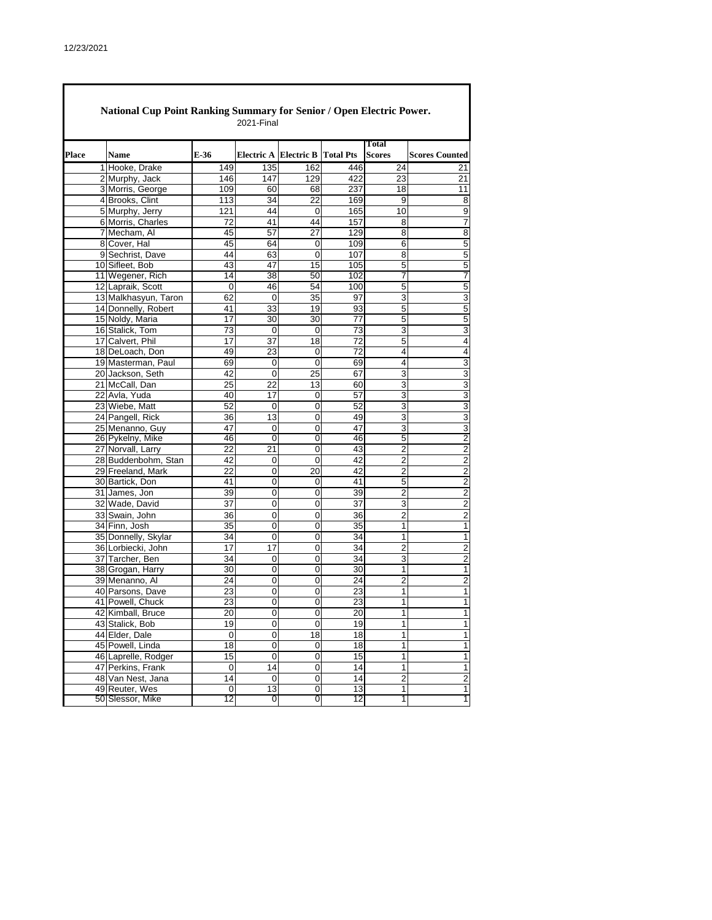12/23/2021

## National Cup Point Ranking Summary for Senior / Open Electric Power.

2021-Final

| Place | Name | E-36 | Electric A | Electric B | Total Pts | Total Scores | Scores Counted |
|---|---|---|---|---|---|---|---|
| 1 | Hooke, Drake | 149 | 135 | 162 | 446 | 24 | 21 |
| 2 | Murphy, Jack | 146 | 147 | 129 | 422 | 23 | 21 |
| 3 | Morris, George | 109 | 60 | 68 | 237 | 18 | 11 |
| 4 | Brooks, Clint | 113 | 34 | 22 | 169 | 9 | 8 |
| 5 | Murphy, Jerry | 121 | 44 | 0 | 165 | 10 | 9 |
| 6 | Morris, Charles | 72 | 41 | 44 | 157 | 8 | 7 |
| 7 | Mecham, Al | 45 | 57 | 27 | 129 | 8 | 8 |
| 8 | Cover, Hal | 45 | 64 | 0 | 109 | 6 | 5 |
| 9 | Sechrist, Dave | 44 | 63 | 0 | 107 | 8 | 5 |
| 10 | Sifleet, Bob | 43 | 47 | 15 | 105 | 5 | 5 |
| 11 | Wegener, Rich | 14 | 38 | 50 | 102 | 7 | 7 |
| 12 | Lapraik, Scott | 0 | 46 | 54 | 100 | 5 | 5 |
| 13 | Malkhasyun, Taron | 62 | 0 | 35 | 97 | 3 | 3 |
| 14 | Donnelly, Robert | 41 | 33 | 19 | 93 | 5 | 5 |
| 15 | Noldy, Maria | 17 | 30 | 30 | 77 | 5 | 5 |
| 16 | Stalick, Tom | 73 | 0 | 0 | 73 | 3 | 3 |
| 17 | Calvert, Phil | 17 | 37 | 18 | 72 | 5 | 4 |
| 18 | DeLoach, Don | 49 | 23 | 0 | 72 | 4 | 4 |
| 19 | Masterman, Paul | 69 | 0 | 0 | 69 | 4 | 3 |
| 20 | Jackson, Seth | 42 | 0 | 25 | 67 | 3 | 3 |
| 21 | McCall, Dan | 25 | 22 | 13 | 60 | 3 | 3 |
| 22 | Avla, Yuda | 40 | 17 | 0 | 57 | 3 | 3 |
| 23 | Wiebe, Matt | 52 | 0 | 0 | 52 | 3 | 3 |
| 24 | Pangell, Rick | 36 | 13 | 0 | 49 | 3 | 3 |
| 25 | Menanno, Guy | 47 | 0 | 0 | 47 | 3 | 3 |
| 26 | Pykelny, Mike | 46 | 0 | 0 | 46 | 5 | 2 |
| 27 | Norvall, Larry | 22 | 21 | 0 | 43 | 2 | 2 |
| 28 | Buddenbohm, Stan | 42 | 0 | 0 | 42 | 2 | 2 |
| 29 | Freeland, Mark | 22 | 0 | 20 | 42 | 2 | 2 |
| 30 | Bartick, Don | 41 | 0 | 0 | 41 | 5 | 2 |
| 31 | James, Jon | 39 | 0 | 0 | 39 | 2 | 2 |
| 32 | Wade, David | 37 | 0 | 0 | 37 | 3 | 2 |
| 33 | Swain, John | 36 | 0 | 0 | 36 | 2 | 2 |
| 34 | Finn, Josh | 35 | 0 | 0 | 35 | 1 | 1 |
| 35 | Donnelly, Skylar | 34 | 0 | 0 | 34 | 1 | 1 |
| 36 | Lorbiecki, John | 17 | 17 | 0 | 34 | 2 | 2 |
| 37 | Tarcher, Ben | 34 | 0 | 0 | 34 | 3 | 2 |
| 38 | Grogan, Harry | 30 | 0 | 0 | 30 | 1 | 1 |
| 39 | Menanno, Al | 24 | 0 | 0 | 24 | 2 | 2 |
| 40 | Parsons, Dave | 23 | 0 | 0 | 23 | 1 | 1 |
| 41 | Powell, Chuck | 23 | 0 | 0 | 23 | 1 | 1 |
| 42 | Kimball, Bruce | 20 | 0 | 0 | 20 | 1 | 1 |
| 43 | Stalick, Bob | 19 | 0 | 0 | 19 | 1 | 1 |
| 44 | Elder, Dale | 0 | 0 | 18 | 18 | 1 | 1 |
| 45 | Powell, Linda | 18 | 0 | 0 | 18 | 1 | 1 |
| 46 | Laprelle, Rodger | 15 | 0 | 0 | 15 | 1 | 1 |
| 47 | Perkins, Frank | 0 | 14 | 0 | 14 | 1 | 1 |
| 48 | Van Nest, Jana | 14 | 0 | 0 | 14 | 2 | 2 |
| 49 | Reuter, Wes | 0 | 13 | 0 | 13 | 1 | 1 |
| 50 | Slessor, Mike | 12 | 0 | 0 | 12 | 1 | 1 |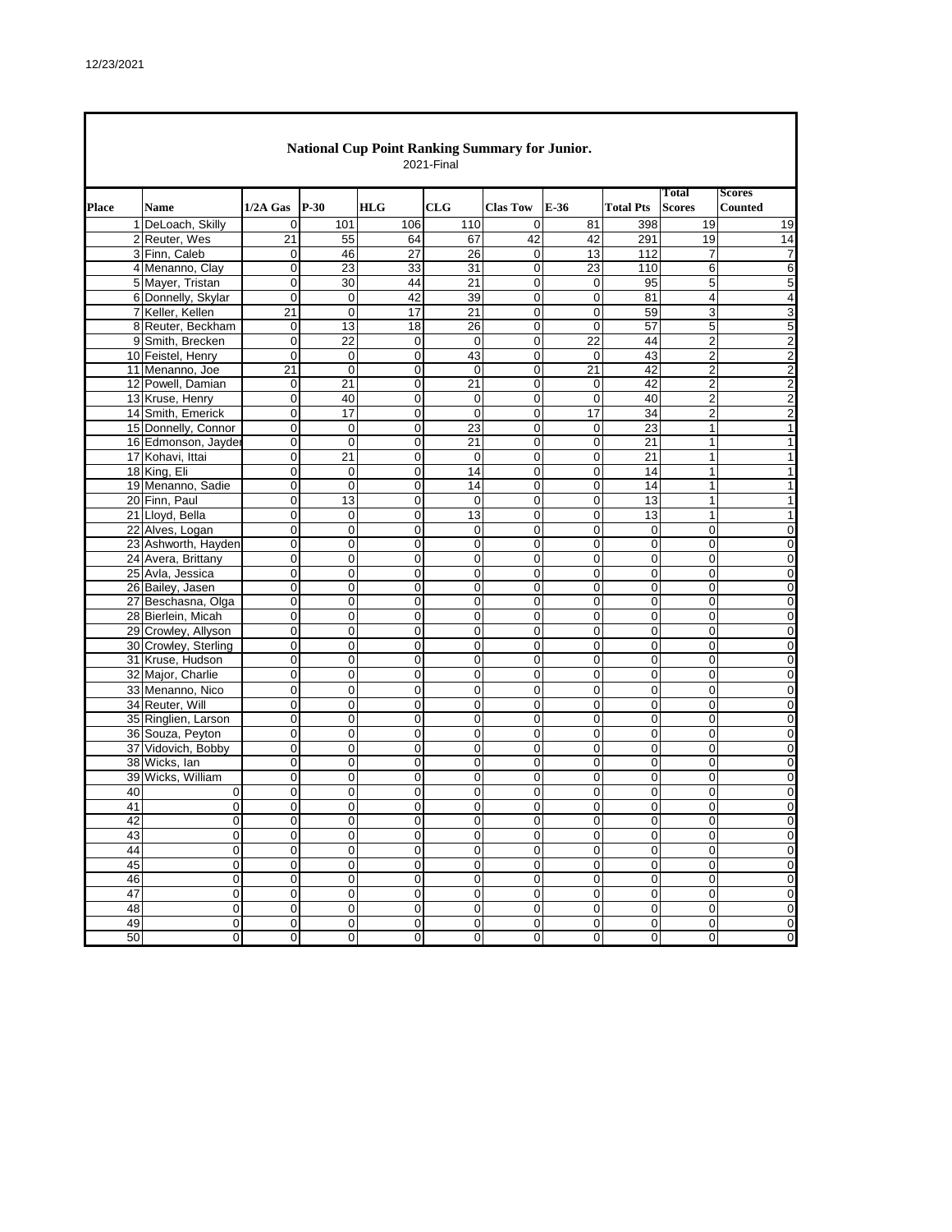12/23/2021

## National Cup Point Ranking Summary for Junior.

2021-Final

| Place | Name | 1/2A Gas | P-30 | HLG | CLG | Clas Tow | E-36 | Total Pts | Total Scores | Scores Counted |
|---|---|---|---|---|---|---|---|---|---|---|
| 1 | DeLoach, Skilly | 0 | 101 | 106 | 110 | 0 | 81 | 398 | 19 | 19 |
| 2 | Reuter, Wes | 21 | 55 | 64 | 67 | 42 | 42 | 291 | 19 | 14 |
| 3 | Finn, Caleb | 0 | 46 | 27 | 26 | 0 | 13 | 112 | 7 | 7 |
| 4 | Menanno, Clay | 0 | 23 | 33 | 31 | 0 | 23 | 110 | 6 | 6 |
| 5 | Mayer, Tristan | 0 | 30 | 44 | 21 | 0 | 0 | 95 | 5 | 5 |
| 6 | Donnelly, Skylar | 0 | 0 | 42 | 39 | 0 | 0 | 81 | 4 | 4 |
| 7 | Keller, Kellen | 21 | 0 | 17 | 21 | 0 | 0 | 59 | 3 | 3 |
| 8 | Reuter, Beckham | 0 | 13 | 18 | 26 | 0 | 0 | 57 | 5 | 5 |
| 9 | Smith, Brecken | 0 | 22 | 0 | 0 | 0 | 22 | 44 | 2 | 2 |
| 10 | Feistel, Henry | 0 | 0 | 0 | 43 | 0 | 0 | 43 | 2 | 2 |
| 11 | Menanno, Joe | 21 | 0 | 0 | 0 | 0 | 21 | 42 | 2 | 2 |
| 12 | Powell, Damian | 0 | 21 | 0 | 21 | 0 | 0 | 42 | 2 | 2 |
| 13 | Kruse, Henry | 0 | 40 | 0 | 0 | 0 | 0 | 40 | 2 | 2 |
| 14 | Smith, Emerick | 0 | 17 | 0 | 0 | 0 | 17 | 34 | 2 | 2 |
| 15 | Donnelly, Connor | 0 | 0 | 0 | 23 | 0 | 0 | 23 | 1 | 1 |
| 16 | Edmonson, Jayden | 0 | 0 | 0 | 21 | 0 | 0 | 21 | 1 | 1 |
| 17 | Kohavi, Ittai | 0 | 21 | 0 | 0 | 0 | 0 | 21 | 1 | 1 |
| 18 | King, Eli | 0 | 0 | 0 | 14 | 0 | 0 | 14 | 1 | 1 |
| 19 | Menanno, Sadie | 0 | 0 | 0 | 14 | 0 | 0 | 14 | 1 | 1 |
| 20 | Finn, Paul | 0 | 13 | 0 | 0 | 0 | 0 | 13 | 1 | 1 |
| 21 | Lloyd, Bella | 0 | 0 | 0 | 13 | 0 | 0 | 13 | 1 | 1 |
| 22 | Alves, Logan | 0 | 0 | 0 | 0 | 0 | 0 | 0 | 0 | 0 |
| 23 | Ashworth, Hayden | 0 | 0 | 0 | 0 | 0 | 0 | 0 | 0 | 0 |
| 24 | Avera, Brittany | 0 | 0 | 0 | 0 | 0 | 0 | 0 | 0 | 0 |
| 25 | Avla, Jessica | 0 | 0 | 0 | 0 | 0 | 0 | 0 | 0 | 0 |
| 26 | Bailey, Jasen | 0 | 0 | 0 | 0 | 0 | 0 | 0 | 0 | 0 |
| 27 | Beschasna, Olga | 0 | 0 | 0 | 0 | 0 | 0 | 0 | 0 | 0 |
| 28 | Bierlein, Micah | 0 | 0 | 0 | 0 | 0 | 0 | 0 | 0 | 0 |
| 29 | Crowley, Allyson | 0 | 0 | 0 | 0 | 0 | 0 | 0 | 0 | 0 |
| 30 | Crowley, Sterling | 0 | 0 | 0 | 0 | 0 | 0 | 0 | 0 | 0 |
| 31 | Kruse, Hudson | 0 | 0 | 0 | 0 | 0 | 0 | 0 | 0 | 0 |
| 32 | Major, Charlie | 0 | 0 | 0 | 0 | 0 | 0 | 0 | 0 | 0 |
| 33 | Menanno, Nico | 0 | 0 | 0 | 0 | 0 | 0 | 0 | 0 | 0 |
| 34 | Reuter, Will | 0 | 0 | 0 | 0 | 0 | 0 | 0 | 0 | 0 |
| 35 | Ringlien, Larson | 0 | 0 | 0 | 0 | 0 | 0 | 0 | 0 | 0 |
| 36 | Souza, Peyton | 0 | 0 | 0 | 0 | 0 | 0 | 0 | 0 | 0 |
| 37 | Vidovich, Bobby | 0 | 0 | 0 | 0 | 0 | 0 | 0 | 0 | 0 |
| 38 | Wicks, Ian | 0 | 0 | 0 | 0 | 0 | 0 | 0 | 0 | 0 |
| 39 | Wicks, William | 0 | 0 | 0 | 0 | 0 | 0 | 0 | 0 | 0 |
| 40 | 0 | 0 | 0 | 0 | 0 | 0 | 0 | 0 | 0 | 0 |
| 41 | 0 | 0 | 0 | 0 | 0 | 0 | 0 | 0 | 0 | 0 |
| 42 | 0 | 0 | 0 | 0 | 0 | 0 | 0 | 0 | 0 | 0 |
| 43 | 0 | 0 | 0 | 0 | 0 | 0 | 0 | 0 | 0 | 0 |
| 44 | 0 | 0 | 0 | 0 | 0 | 0 | 0 | 0 | 0 | 0 |
| 45 | 0 | 0 | 0 | 0 | 0 | 0 | 0 | 0 | 0 | 0 |
| 46 | 0 | 0 | 0 | 0 | 0 | 0 | 0 | 0 | 0 | 0 |
| 47 | 0 | 0 | 0 | 0 | 0 | 0 | 0 | 0 | 0 | 0 |
| 48 | 0 | 0 | 0 | 0 | 0 | 0 | 0 | 0 | 0 | 0 |
| 49 | 0 | 0 | 0 | 0 | 0 | 0 | 0 | 0 | 0 | 0 |
| 50 | 0 | 0 | 0 | 0 | 0 | 0 | 0 | 0 | 0 | 0 |